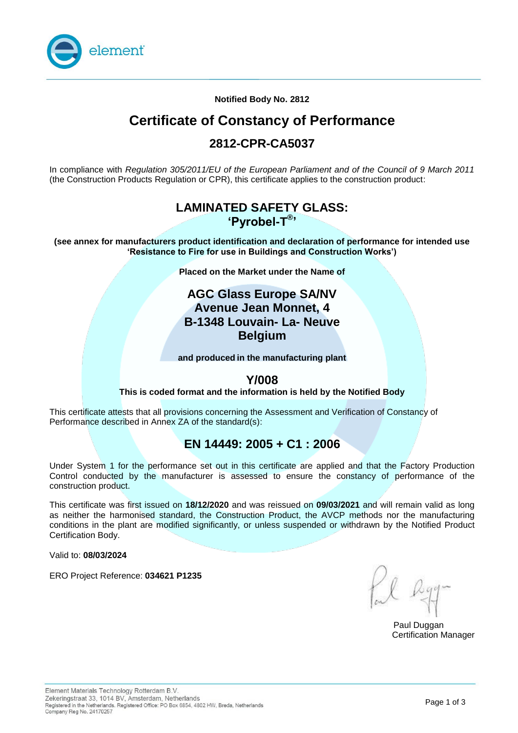**Notified Body No. 2812**

# Certificate of Constancy of Performance

## 2812-CPR-CA5037

In compliance with *Regulation 305/2011/EU of the European Parliament and of the Council of 9 March 2011* (the Construction Products Regulation or CPR), this certificate applies to the construction product:

## LAMINATED SAFETY GLASS:
## 'Pyrobel-T®'

**(see annex for manufacturers product identification and declaration of performance for intended use 'Resistance to Fire for use in Buildings and Construction Works')**

**Placed on the Market under the Name of**

**AGC Glass Europe SA/NV**
**Avenue Jean Monnet, 4**
**B-1348 Louvain- La- Neuve**
**Belgium**

**and produced in the manufacturing plant**

**Y/008**

**This is coded format and the information is held by the Notified Body**

This certificate attests that all provisions concerning the Assessment and Verification of Constancy of Performance described in Annex ZA of the standard(s):

## EN 14449: 2005 + C1 : 2006

Under System 1 for the performance set out in this certificate are applied and that the Factory Production Control conducted by the manufacturer is assessed to ensure the constancy of performance of the construction product.

This certificate was first issued on **18/12/2020** and was reissued on **09/03/2021** and will remain valid as long as neither the harmonised standard, the Construction Product, the AVCP methods nor the manufacturing conditions in the plant are modified significantly, or unless suspended or withdrawn by the Notified Product Certification Body.

Valid to: **08/03/2024**

ERO Project Reference: **034621 P1235**

Paul Duggan
Certification Manager

Element Materials Technology Rotterdam B.V.
Zekeringstraat 33, 1014 BV, Amsterdam, Netherlands
Registered in the Netherlands. Registered Office: PO Box 6854, 4802 HW, Breda, Netherlands
Company Reg No. 24170257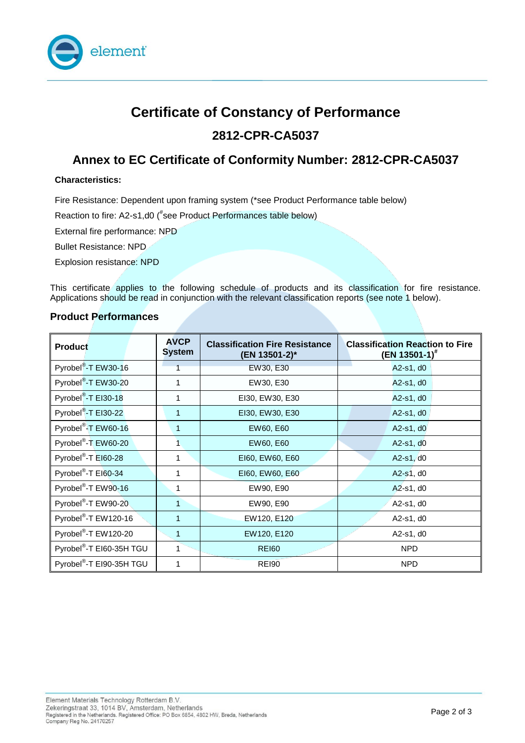# Certificate of Constancy of Performance

## 2812-CPR-CA5037

## Annex to EC Certificate of Conformity Number: 2812-CPR-CA5037

**Characteristics:**

Fire Resistance: Dependent upon framing system (*see Product Performance table below)

Reaction to fire: A2-s1,d0 (#see Product Performances table below)

External fire performance: NPD

Bullet Resistance: NPD

Explosion resistance: NPD

This certificate applies to the following schedule of products and its classification for fire resistance. Applications should be read in conjunction with the relevant classification reports (see note 1 below).

### Product Performances

| Product | AVCP System | Classification Fire Resistance (EN 13501-2)* | Classification Reaction to Fire (EN 13501-1)# |
|---|---|---|---|
| Pyrobel®-T EW30-16 | 1 | EW30, E30 | A2-s1, d0 |
| Pyrobel®-T EW30-20 | 1 | EW30, E30 | A2-s1, d0 |
| Pyrobel®-T EI30-18 | 1 | EI30, EW30, E30 | A2-s1, d0 |
| Pyrobel®-T EI30-22 | 1 | EI30, EW30, E30 | A2-s1, d0 |
| Pyrobel®-T EW60-16 | 1 | EW60, E60 | A2-s1, d0 |
| Pyrobel®-T EW60-20 | 1 | EW60, E60 | A2-s1, d0 |
| Pyrobel®-T EI60-28 | 1 | EI60, EW60, E60 | A2-s1, d0 |
| Pyrobel®-T EI60-34 | 1 | EI60, EW60, E60 | A2-s1, d0 |
| Pyrobel®-T EW90-16 | 1 | EW90, E90 | A2-s1, d0 |
| Pyrobel®-T EW90-20 | 1 | EW90, E90 | A2-s1, d0 |
| Pyrobel®-T EW120-16 | 1 | EW120, E120 | A2-s1, d0 |
| Pyrobel®-T EW120-20 | 1 | EW120, E120 | A2-s1, d0 |
| Pyrobel®-T EI60-35H TGU | 1 | REI60 | NPD |
| Pyrobel®-T EI90-35H TGU | 1 | REI90 | NPD |

Element Materials Technology Rotterdam B.V.
Zekeringstraat 33, 1014 BV, Amsterdam, Netherlands
Registered in the Netherlands. Registered Office: PO Box 6854, 4802 HW, Breda, Netherlands
Company Reg No. 24170257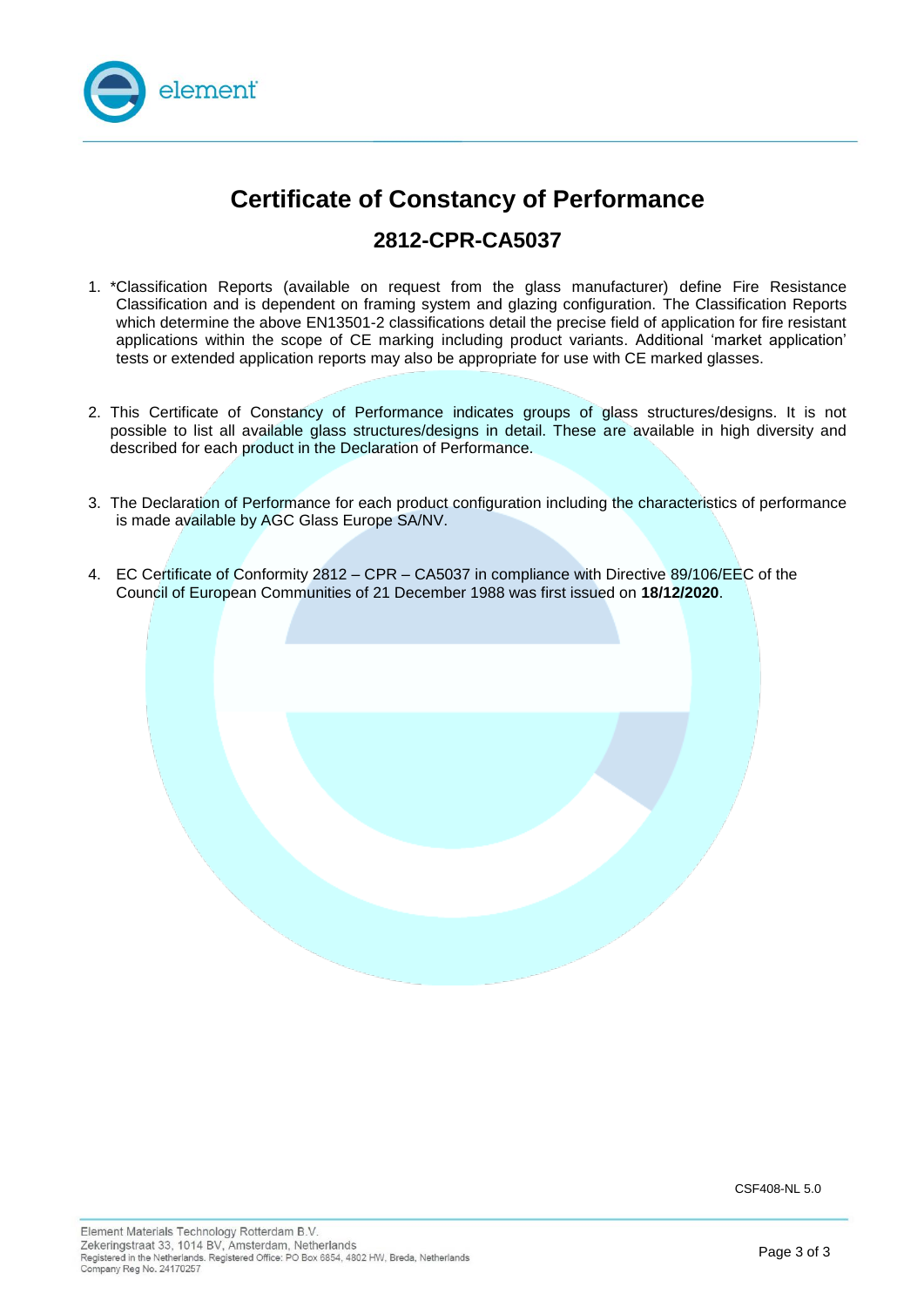# Certificate of Constancy of Performance

## 2812-CPR-CA5037

1. *Classification Reports (available on request from the glass manufacturer) define Fire Resistance Classification and is dependent on framing system and glazing configuration. The Classification Reports which determine the above EN13501-2 classifications detail the precise field of application for fire resistant applications within the scope of CE marking including product variants. Additional 'market application' tests or extended application reports may also be appropriate for use with CE marked glasses.

2. This Certificate of Constancy of Performance indicates groups of glass structures/designs. It is not possible to list all available glass structures/designs in detail. These are available in high diversity and described for each product in the Declaration of Performance.

3. The Declaration of Performance for each product configuration including the characteristics of performance is made available by AGC Glass Europe SA/NV.

4. EC Certificate of Conformity 2812 – CPR – CA5037 in compliance with Directive 89/106/EEC of the Council of European Communities of 21 December 1988 was first issued on **18/12/2020**.

CSF408-NL 5.0

Element Materials Technology Rotterdam B.V.
Zekeringstraat 33, 1014 BV, Amsterdam, Netherlands
Registered in the Netherlands. Registered Office: PO Box 6854, 4802 HW, Breda, Netherlands
Company Reg No. 24170257